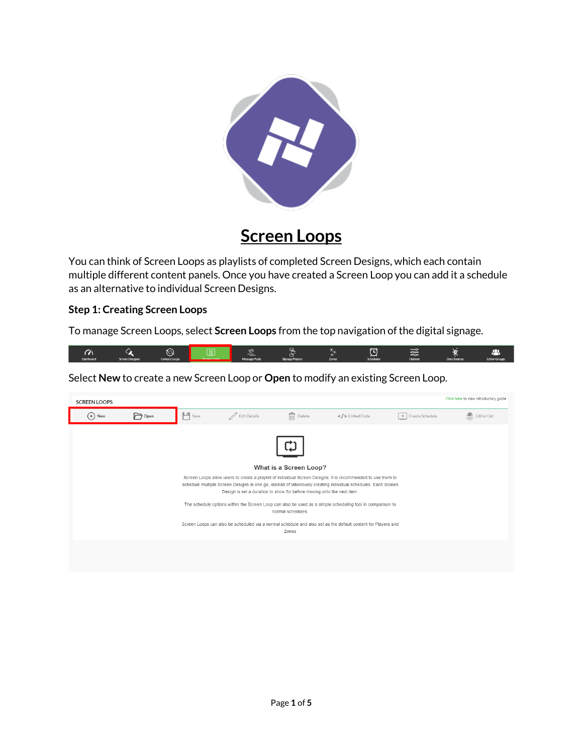# Screen Loops

You can think of Screen Loops as playlists of completed Screen Designs, which each contain multiple different content panels. Once you have created a Screen Loop you can add it a schedule as an alternative to individual Screen Designs.

### Step 1: Creating Screen Loops

To manage Screen Loops, select **Screen Loops** from the top navigation of the digital signage.

Select **New** to create a new Screen Loop or **Open** to modify an existing Screen Loop.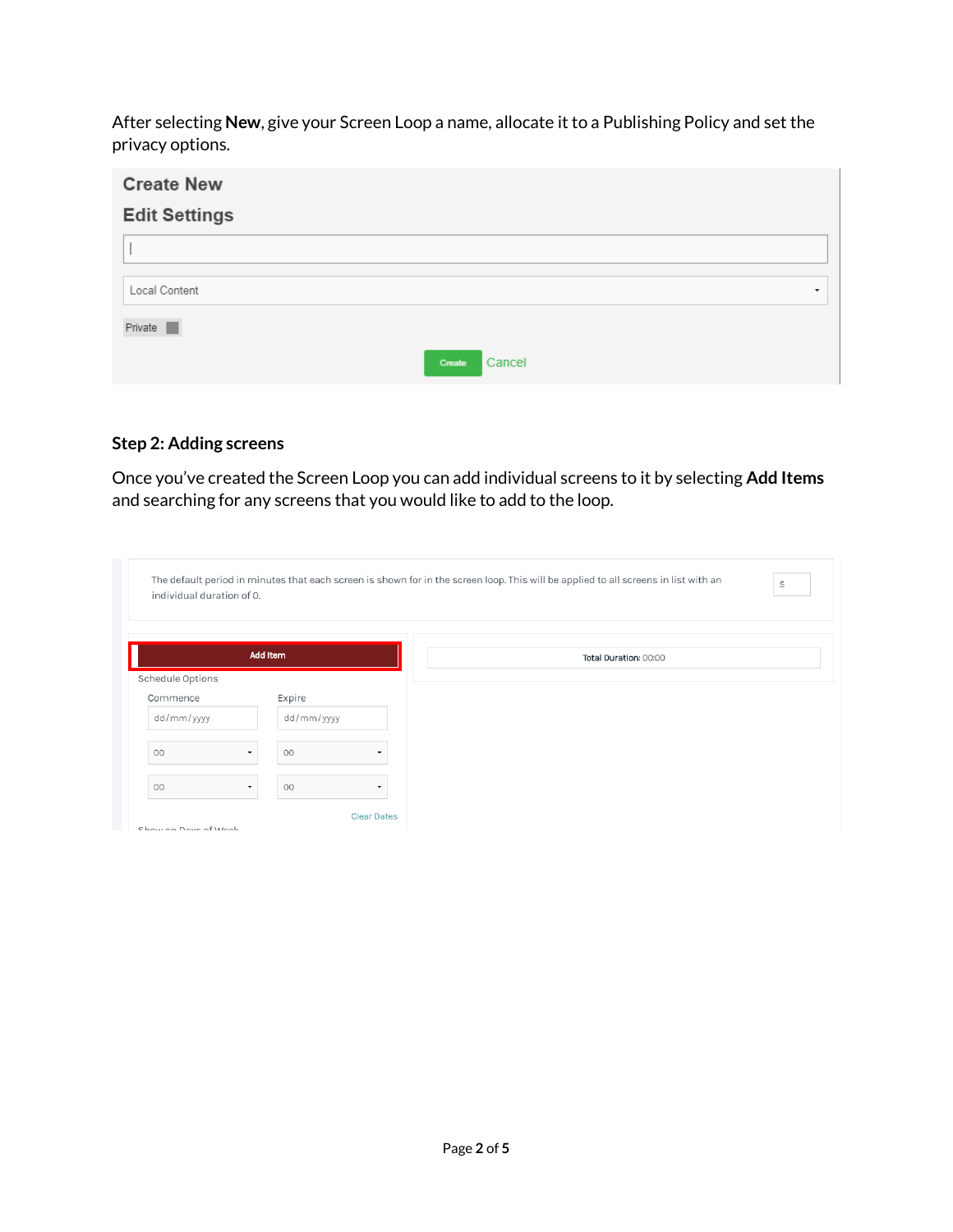After selecting **New**, give your Screen Loop a name, allocate it to a Publishing Policy and set the privacy options.

**Step 2: Adding screens**

Once you've created the Screen Loop you can add individual screens to it by selecting **Add Items** and searching for any screens that you would like to add to the loop.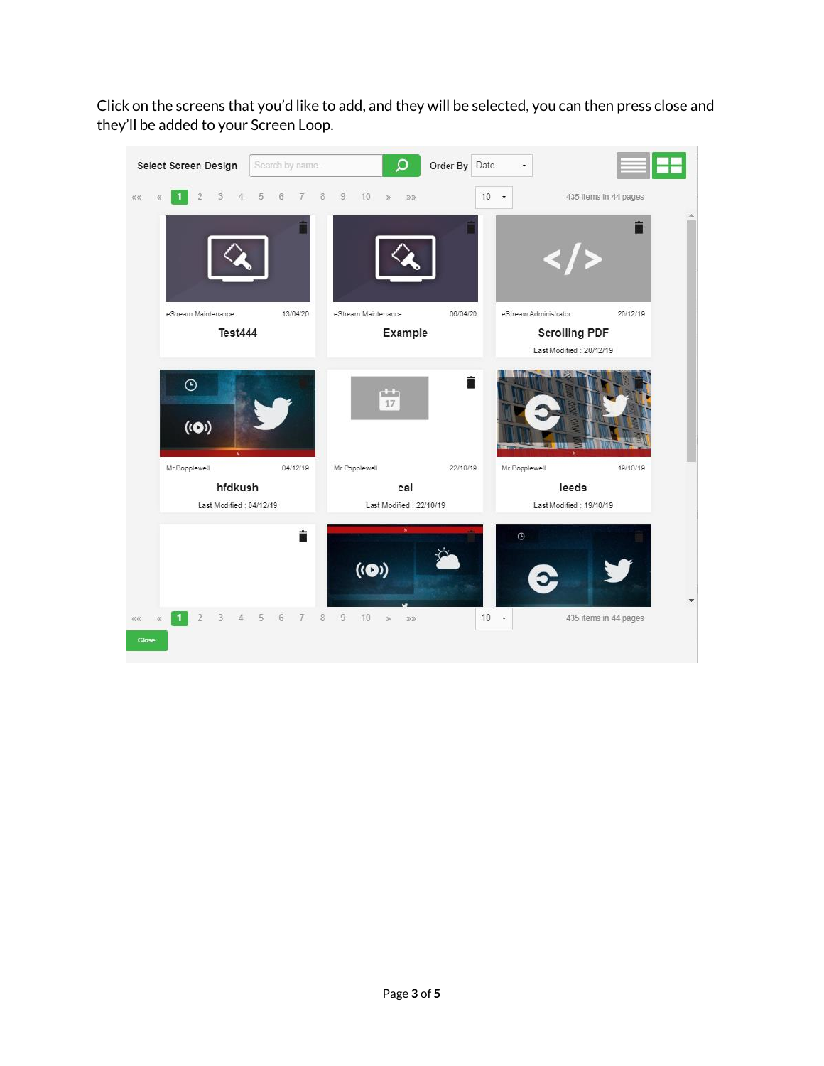Click on the screens that you'd like to add, and they will be selected, you can then press close and they'll be added to your Screen Loop.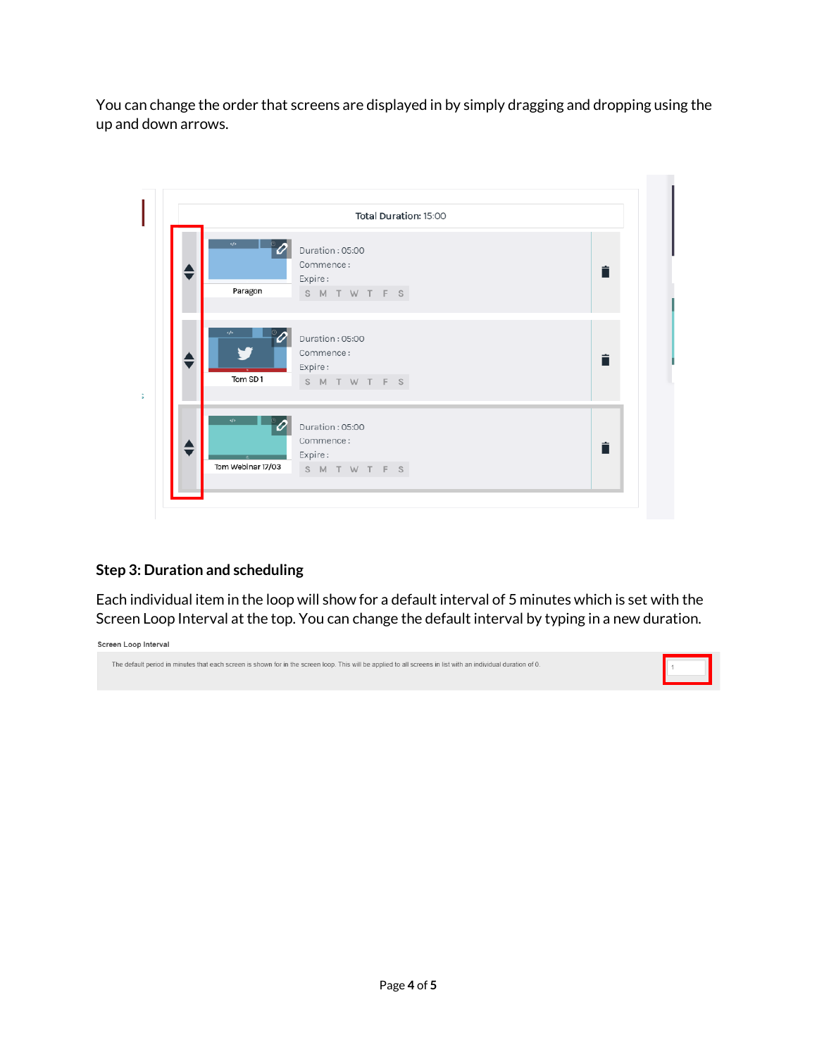You can change the order that screens are displayed in by simply dragging and dropping using the up and down arrows.

Total Duration: 15:00

Paragon
Duration : 05:00
Commence :
Expire :
S M T W T F S

Tom SD 1
Duration : 05:00
Commence :
Expire :
S M T W T F S

Tom Webinar 17/03
Duration : 05:00
Commence :
Expire :
S M T W T F S

### Step 3: Duration and scheduling

Each individual item in the loop will show for a default interval of 5 minutes which is set with the Screen Loop Interval at the top. You can change the default interval by typing in a new duration.

Screen Loop Interval

The default period in minutes that each screen is shown for in the screen loop. This will be applied to all screens in list with an individual duration of 0.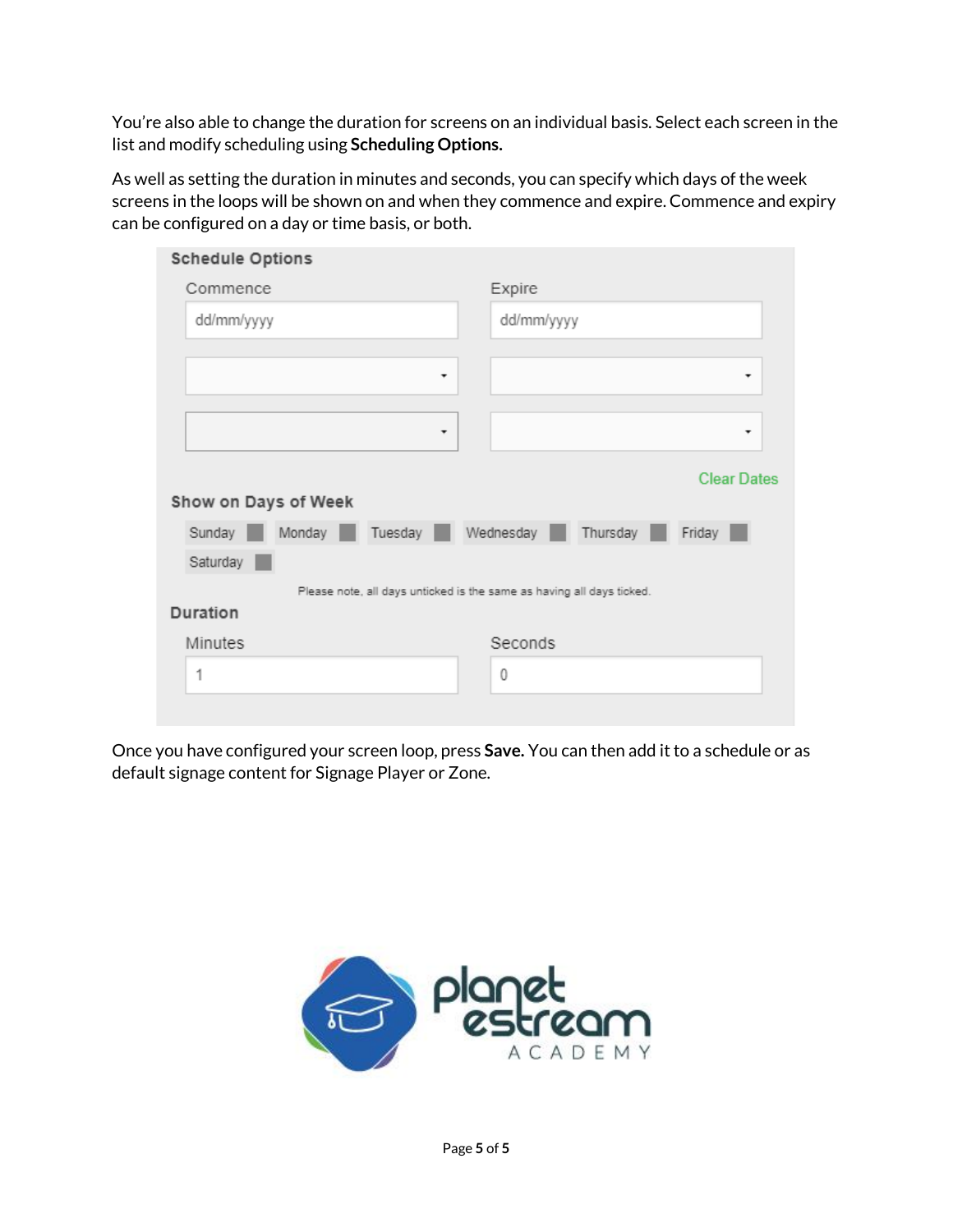You're also able to change the duration for screens on an individual basis. Select each screen in the list and modify scheduling using **Scheduling Options.**

As well as setting the duration in minutes and seconds, you can specify which days of the week screens in the loops will be shown on and when they commence and expire. Commence and expiry can be configured on a day or time basis, or both.

**Schedule Options**

Commence

dd/mm/yyyy

Expire

dd/mm/yyyy

Clear Dates

**Show on Days of Week**

Sunday Monday Tuesday Wednesday Thursday Friday Saturday

Please note, all days unticked is the same as having all days ticked.

**Duration**

Minutes

1

Seconds

0

Once you have configured your screen loop, press **Save.** You can then add it to a schedule or as default signage content for Signage Player or Zone.

planet estream ACADEMY